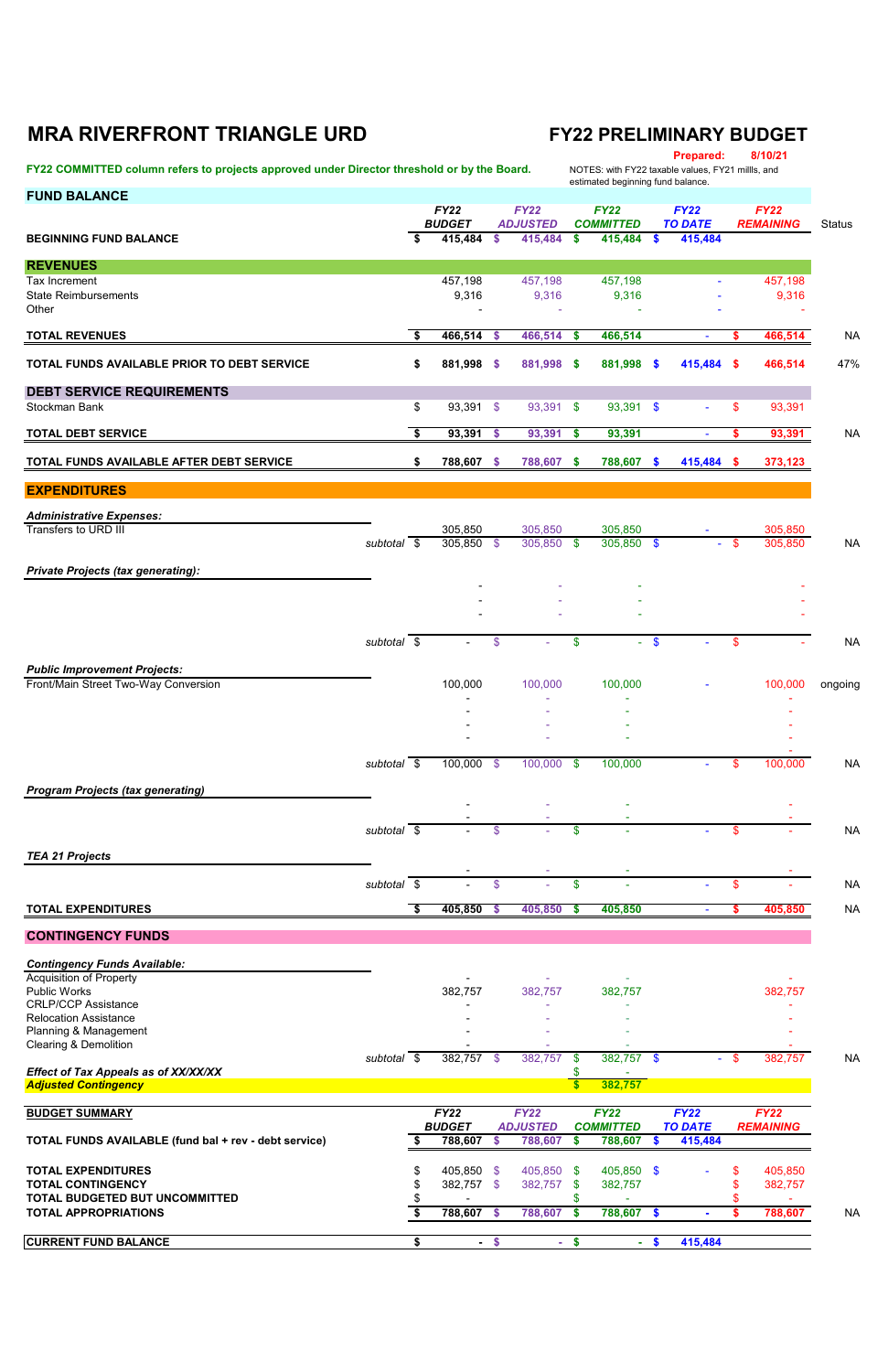# MRA RIVERFRONT TRIANGLE URD

# FY22 PRELIMINARY BUDGET

Prepared: 8/10/21

FY22 COMMITTED column refers to projects approved under Director threshold or by the Board.

NOTES: with FY22 taxable values, FY21 mills, and estimated beginning fund balance.

## FUND BALANCE

| | FY22 BUDGET | FY22 ADJUSTED | FY22 COMMITTED | FY22 TO DATE | FY22 REMAINING | Status |
|---|---|---|---|---|---|---|
| **BEGINNING FUND BALANCE** | $ 415,484 | $ 415,484 | $ 415,484 | $ 415,484 | | |
| **REVENUES** | | | | | | |
| Tax Increment | 457,198 | 457,198 | 457,198 | - | 457,198 | |
| State Reimbursements | 9,316 | 9,316 | 9,316 | - | 9,316 | |
| Other | - | - | - | - | - | |
| **TOTAL REVENUES** | $ 466,514 | $ 466,514 | $ 466,514 | - | $ 466,514 | NA |
| **TOTAL FUNDS AVAILABLE PRIOR TO DEBT SERVICE** | $ 881,998 | $ 881,998 | $ 881,998 | $ 415,484 | $ 466,514 | 47% |
| **DEBT SERVICE REQUIREMENTS** | | | | | | |
| Stockman Bank | $ 93,391 | $ 93,391 | $ 93,391 | $ - | $ 93,391 | |
| **TOTAL DEBT SERVICE** | $ 93,391 | $ 93,391 | $ 93,391 | - | $ 93,391 | NA |
| **TOTAL FUNDS AVAILABLE AFTER DEBT SERVICE** | $ 788,607 | $ 788,607 | $ 788,607 | $ 415,484 | $ 373,123 | |
| **EXPENDITURES** | | | | | | |
| ***Administrative Expenses:*** | | | | | | |
| Transfers to URD III | 305,850 | 305,850 | 305,850 | - | 305,850 | |
| *subtotal* | $ 305,850 | $ 305,850 | $ 305,850 | $ - | $ 305,850 | NA |
| ***Private Projects (tax generating):*** | | | | | | |
| | - | - | - | | - | |
| | - | - | - | | - | |
| | - | - | - | | - | |
| *subtotal* | $ - | $ - | $ - | $ - | $ - | NA |
| ***Public Improvement Projects:*** | | | | | | |
| Front/Main Street Two-Way Conversion | 100,000 | 100,000 | 100,000 | - | 100,000 | ongoing |
| | - | - | - | | - | |
| | - | - | - | | - | |
| | - | - | - | | - | |
| | - | - | - | | - | |
| | | | | | - | |
| *subtotal* | $ 100,000 | $ 100,000 | $ 100,000 | - | $ 100,000 | NA |
| ***Program Projects (tax generating)*** | | | | | | |
| | - | - | - | | - | |
| | - | - | - | | - | |
| *subtotal* | $ - | $ - | $ - | - | $ - | NA |
| ***TEA 21 Projects*** | | | | | | |
| | - | - | - | | - | |
| *subtotal* | $ - | $ - | $ - | - | $ - | NA |
| **TOTAL EXPENDITURES** | $ 405,850 | $ 405,850 | $ 405,850 | - | $ 405,850 | NA |
| **CONTINGENCY FUNDS** | | | | | | |
| ***Contingency Funds Available:*** | | | | | | |
| Acquisition of Property | - | - | - | | - | |
| Public Works | 382,757 | 382,757 | 382,757 | | 382,757 | |
| CRLP/CCP Assistance | - | - | - | | - | |
| Relocation Assistance | - | - | - | | - | |
| Planning & Management | - | - | - | | - | |
| Clearing & Demolition | - | - | - | | - | |
| *subtotal* | $ 382,757 | $ 382,757 | $ 382,757 | $ - | $ 382,757 | NA |
| ***Effect of Tax Appeals as of XX/XX/XX*** | | | $ - | | | |
| ***Adjusted Contingency*** | | | $ 382,757 | | | |

## BUDGET SUMMARY

| | FY22 BUDGET | FY22 ADJUSTED | FY22 COMMITTED | FY22 TO DATE | FY22 REMAINING | |
|---|---|---|---|---|---|---|
| **TOTAL FUNDS AVAILABLE (fund bal + rev - debt service)** | $ 788,607 | $ 788,607 | $ 788,607 | $ 415,484 | | |
| **TOTAL EXPENDITURES** | $ 405,850 | $ 405,850 | $ 405,850 | $ - | $ 405,850 | |
| **TOTAL CONTINGENCY** | $ 382,757 | $ 382,757 | $ 382,757 | | $ 382,757 | |
| **TOTAL BUDGETED BUT UNCOMMITTED** | $ - | | $ - | | $ - | |
| **TOTAL APPROPRIATIONS** | $ 788,607 | $ 788,607 | $ 788,607 | $ - | $ 788,607 | NA |
| **CURRENT FUND BALANCE** | $ - | $ - | $ - | $ 415,484 | | |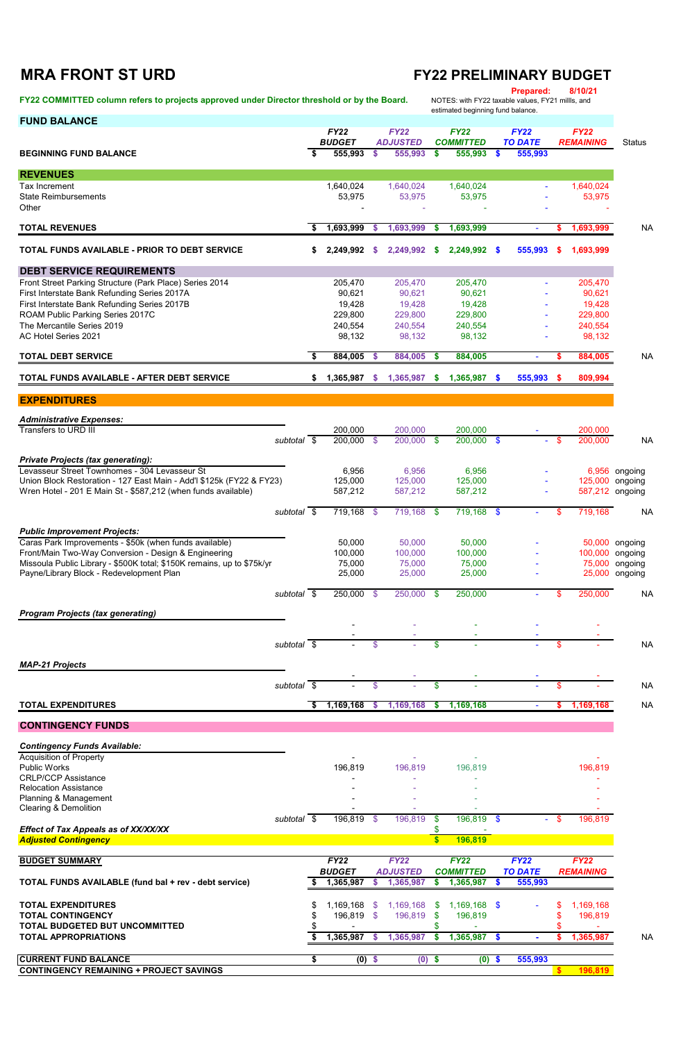# MRA FRONT ST URD

# FY22 PRELIMINARY BUDGET

**FY22 COMMITTED column refers to projects approved under Director threshold or by the Board.**

**Prepared: 8/10/21**

NOTES: with FY22 taxable values, FY21 millls, and estimated beginning fund balance.

| FUND BALANCE | | FY22 BUDGET | FY22 ADJUSTED | FY22 COMMITTED | FY22 TO DATE | FY22 REMAINING | Status |
|---|---|---|---|---|---|---|---|
| **BEGINNING FUND BALANCE** | | $ 555,993 | $ 555,993 | $ 555,993 | $ 555,993 | | |
| **REVENUES** | | | | | | | |
| Tax Increment | | 1,640,024 | 1,640,024 | 1,640,024 | - | 1,640,024 | |
| State Reimbursements | | 53,975 | 53,975 | 53,975 | - | 53,975 | |
| Other | | - | - | - | - | - | |
| **TOTAL REVENUES** | | $ 1,693,999 | $ 1,693,999 | $ 1,693,999 | - | $ 1,693,999 | NA |
| **TOTAL FUNDS AVAILABLE - PRIOR TO DEBT SERVICE** | | $ 2,249,992 | $ 2,249,992 | $ 2,249,992 | $ 555,993 | $ 1,693,999 | |
| **DEBT SERVICE REQUIREMENTS** | | | | | | | |
| Front Street Parking Structure (Park Place) Series 2014 | | 205,470 | 205,470 | 205,470 | - | 205,470 | |
| First Interstate Bank Refunding Series 2017A | | 90,621 | 90,621 | 90,621 | - | 90,621 | |
| First Interstate Bank Refunding Series 2017B | | 19,428 | 19,428 | 19,428 | - | 19,428 | |
| ROAM Public Parking Series 2017C | | 229,800 | 229,800 | 229,800 | - | 229,800 | |
| The Mercantile Series 2019 | | 240,554 | 240,554 | 240,554 | - | 240,554 | |
| AC Hotel Series 2021 | | 98,132 | 98,132 | 98,132 | - | 98,132 | |
| **TOTAL DEBT SERVICE** | | $ 884,005 | $ 884,005 | $ 884,005 | - | $ 884,005 | NA |
| **TOTAL FUNDS AVAILABLE - AFTER DEBT SERVICE** | | $ 1,365,987 | $ 1,365,987 | $ 1,365,987 | $ 555,993 | $ 809,994 | |
| **EXPENDITURES** | | | | | | | |
| ***Administrative Expenses:*** | | | | | | | |
| Transfers to URD III | | 200,000 | 200,000 | 200,000 | - | 200,000 | |
| | *subtotal* | $ 200,000 | $ 200,000 | $ 200,000 | $ - | $ 200,000 | NA |
| ***Private Projects (tax generating):*** | | | | | | | |
| Levasseur Street Townhomes - 304 Levasseur St | | 6,956 | 6,956 | 6,956 | - | 6,956 | ongoing |
| Union Block Restoration - 127 East Main - Add'l $125k (FY22 & FY23) | | 125,000 | 125,000 | 125,000 | - | 125,000 | ongoing |
| Wren Hotel - 201 E Main St - $587,212 (when funds available) | | 587,212 | 587,212 | 587,212 | - | 587,212 | ongoing |
| | *subtotal* | $ 719,168 | $ 719,168 | $ 719,168 | $ - | $ 719,168 | NA |
| ***Public Improvement Projects:*** | | | | | | | |
| Caras Park Improvements - $50k (when funds available) | | 50,000 | 50,000 | 50,000 | - | 50,000 | ongoing |
| Front/Main Two-Way Conversion - Design & Engineering | | 100,000 | 100,000 | 100,000 | - | 100,000 | ongoing |
| Missoula Public Library - $500K total; $150K remains, up to $75k/yr | | 75,000 | 75,000 | 75,000 | - | 75,000 | ongoing |
| Payne/Library Block - Redevelopment Plan | | 25,000 | 25,000 | 25,000 | - | 25,000 | ongoing |
| | *subtotal* | $ 250,000 | $ 250,000 | $ 250,000 | - | $ 250,000 | NA |
| ***Program Projects (tax generating)*** | | | | | | | |
| | | - | - | - | - | - | |
| | | - | - | - | - | - | |
| | *subtotal* | $ - | $ - | $ - | - | $ - | NA |
| ***MAP-21 Projects*** | | | | | | | |
| | | - | - | - | - | - | |
| | *subtotal* | $ - | $ - | $ - | - | $ - | NA |
| **TOTAL EXPENDITURES** | | $ 1,169,168 | $ 1,169,168 | $ 1,169,168 | - | $ 1,169,168 | NA |
| **CONTINGENCY FUNDS** | | | | | | | |
| ***Contingency Funds Available:*** | | | | | | | |
| Acquisition of Property | | - | - | - | | - | |
| Public Works | | 196,819 | 196,819 | 196,819 | | 196,819 | |
| CRLP/CCP Assistance | | - | - | - | | - | |
| Relocation Assistance | | - | - | - | | - | |
| Planning & Management | | - | - | - | | - | |
| Clearing & Demolition | | - | - | - | | - | |
| | *subtotal* | $ 196,819 | $ 196,819 | $ 196,819 | $ - | $ 196,819 | |
| ***Effect of Tax Appeals as of XX/XX/XX*** | | | | $ - | | | |
| ***Adjusted Contingency*** | | | | $ 196,819 | | | |

| BUDGET SUMMARY | FY22 BUDGET | FY22 ADJUSTED | FY22 COMMITTED | FY22 TO DATE | FY22 REMAINING | |
|---|---|---|---|---|---|---|
| **TOTAL FUNDS AVAILABLE (fund bal + rev - debt service)** | $ 1,365,987 | $ 1,365,987 | $ 1,365,987 | $ 555,993 | | |
| **TOTAL EXPENDITURES** | $ 1,169,168 | $ 1,169,168 | $ 1,169,168 | $ - | $ 1,169,168 | |
| **TOTAL CONTINGENCY** | $ 196,819 | $ 196,819 | $ 196,819 | | $ 196,819 | |
| **TOTAL BUDGETED BUT UNCOMMITTED** | $ - | | $ - | | $ - | |
| **TOTAL APPROPRIATIONS** | $ 1,365,987 | $ 1,365,987 | $ 1,365,987 | $ - | $ 1,365,987 | NA |
| **CURRENT FUND BALANCE** | $ (0) | $ (0) | $ (0) | $ 555,993 | | |
| **CONTINGENCY REMAINING + PROJECT SAVINGS** | | | | | $ 196,819 | |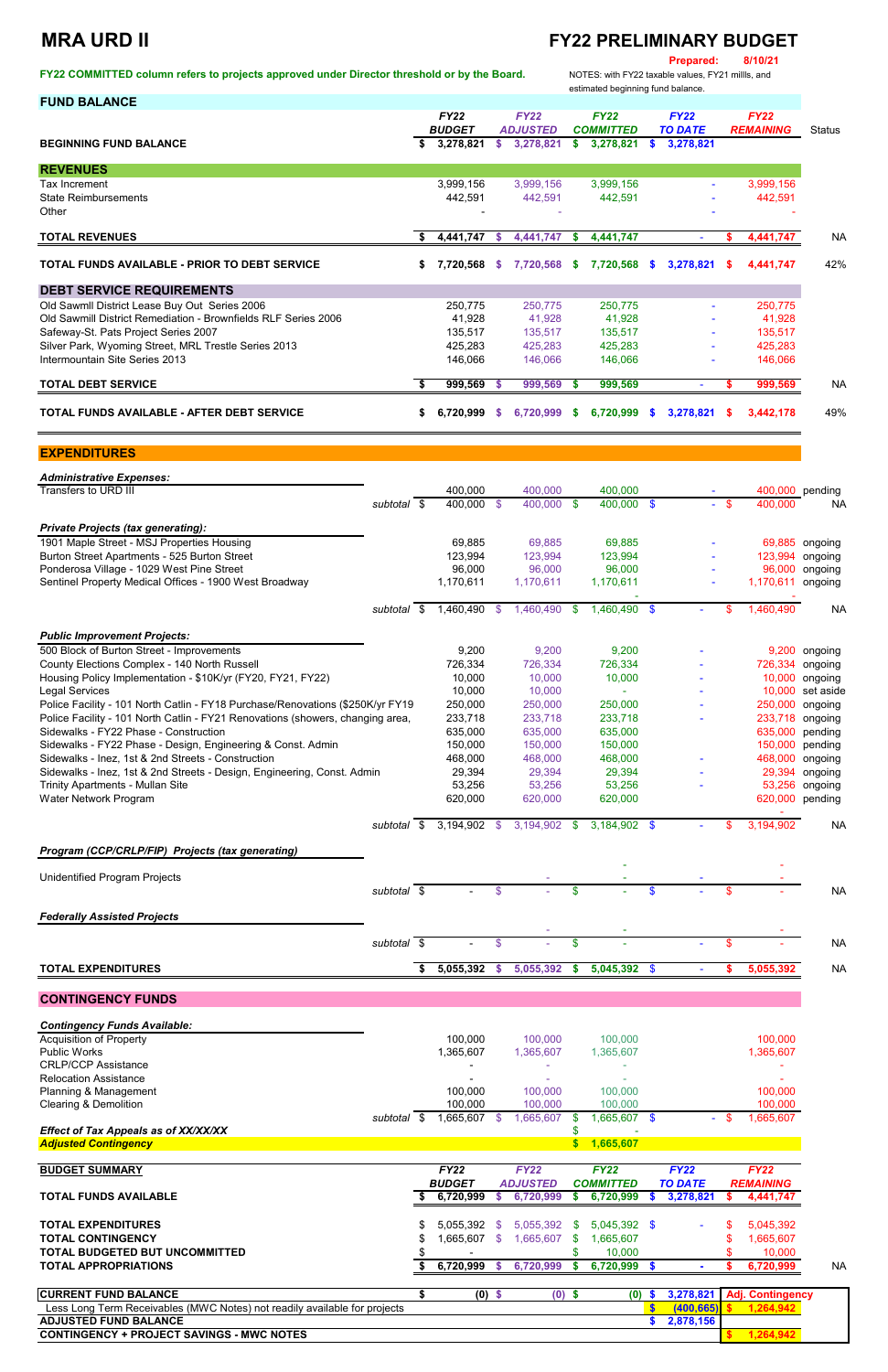# MRA URD II

# FY22 PRELIMINARY BUDGET

**Prepared: 8/10/21**

**FY22 COMMITTED column refers to projects approved under Director threshold or by the Board.**

NOTES: with FY22 taxable values, FY21 millls, and estimated beginning fund balance.

| FUND BALANCE | FY22 BUDGET | FY22 ADJUSTED | FY22 COMMITTED | FY22 TO DATE | FY22 REMAINING | Status |
|---|---|---|---|---|---|---|
| **BEGINNING FUND BALANCE** | $ 3,278,821 | $ 3,278,821 | $ 3,278,821 | $ 3,278,821 | | |
| **REVENUES** | | | | | | |
| Tax Increment | 3,999,156 | 3,999,156 | 3,999,156 | - | 3,999,156 | |
| State Reimbursements | 442,591 | 442,591 | 442,591 | - | 442,591 | |
| Other | - | - | | | - | |
| **TOTAL REVENUES** | $ 4,441,747 | $ 4,441,747 | $ 4,441,747 | - | $ 4,441,747 | NA |
| **TOTAL FUNDS AVAILABLE - PRIOR TO DEBT SERVICE** | $ 7,720,568 | $ 7,720,568 | $ 7,720,568 | $ 3,278,821 | $ 4,441,747 | 42% |
| **DEBT SERVICE REQUIREMENTS** | | | | | | |
| Old Sawmill District Lease Buy Out Series 2006 | 250,775 | 250,775 | 250,775 | - | 250,775 | |
| Old Sawmill District Remediation - Brownfields RLF Series 2006 | 41,928 | 41,928 | 41,928 | - | 41,928 | |
| Safeway-St. Pats Project Series 2007 | 135,517 | 135,517 | 135,517 | - | 135,517 | |
| Silver Park, Wyoming Street, MRL Trestle Series 2013 | 425,283 | 425,283 | 425,283 | - | 425,283 | |
| Intermountain Site Series 2013 | 146,066 | 146,066 | 146,066 | - | 146,066 | |
| **TOTAL DEBT SERVICE** | $ 999,569 | $ 999,569 | $ 999,569 | - | $ 999,569 | NA |
| **TOTAL FUNDS AVAILABLE - AFTER DEBT SERVICE** | $ 6,720,999 | $ 6,720,999 | $ 6,720,999 | $ 3,278,821 | $ 3,442,178 | 49% |

## EXPENDITURES

| | FY22 BUDGET | FY22 ADJUSTED | FY22 COMMITTED | FY22 TO DATE | FY22 REMAINING | Status |
|---|---|---|---|---|---|---|
| ***Administrative Expenses:*** | | | | | | |
| Transfers to URD III | 400,000 | 400,000 | 400,000 | - | 400,000 | pending |
| *subtotal* | $ 400,000 | $ 400,000 | $ 400,000 | $ - | $ 400,000 | NA |
| ***Private Projects (tax generating):*** | | | | | | |
| 1901 Maple Street - MSJ Properties Housing | 69,885 | 69,885 | 69,885 | - | 69,885 | ongoing |
| Burton Street Apartments - 525 Burton Street | 123,994 | 123,994 | 123,994 | - | 123,994 | ongoing |
| Ponderosa Village - 1029 West Pine Street | 96,000 | 96,000 | 96,000 | - | 96,000 | ongoing |
| Sentinel Property Medical Offices - 1900 West Broadway | 1,170,611 | 1,170,611 | 1,170,611 | - | 1,170,611 | ongoing |
| | | | - | | - | |
| *subtotal* | $ 1,460,490 | $ 1,460,490 | $ 1,460,490 | $ - | $ 1,460,490 | NA |
| ***Public Improvement Projects:*** | | | | | | |
| 500 Block of Burton Street - Improvements | 9,200 | 9,200 | 9,200 | - | 9,200 | ongoing |
| County Elections Complex - 140 North Russell | 726,334 | 726,334 | 726,334 | - | 726,334 | ongoing |
| Housing Policy Implementation - $10K/yr (FY20, FY21, FY22) | 10,000 | 10,000 | 10,000 | - | 10,000 | ongoing |
| Legal Services | 10,000 | 10,000 | - | - | 10,000 | set aside |
| Police Facility - 101 North Catlin - FY18 Purchase/Renovations ($250K/yr FY19 | 250,000 | 250,000 | 250,000 | - | 250,000 | ongoing |
| Police Facility - 101 North Catlin - FY21 Renovations (showers, changing area, | 233,718 | 233,718 | 233,718 | - | 233,718 | ongoing |
| Sidewalks - FY22 Phase - Construction | 635,000 | 635,000 | 635,000 | | 635,000 | pending |
| Sidewalks - FY22 Phase - Design, Engineering & Const. Admin | 150,000 | 150,000 | 150,000 | | 150,000 | pending |
| Sidewalks - Inez, 1st & 2nd Streets - Construction | 468,000 | 468,000 | 468,000 | - | 468,000 | ongoing |
| Sidewalks - Inez, 1st & 2nd Streets - Design, Engineering, Const. Admin | 29,394 | 29,394 | 29,394 | - | 29,394 | ongoing |
| Trinity Apartments - Mullan Site | 53,256 | 53,256 | 53,256 | - | 53,256 | ongoing |
| Water Network Program | 620,000 | 620,000 | 620,000 | | 620,000 | pending |
| | | | | | - | |
| *subtotal* | $ 3,194,902 | $ 3,194,902 | $ 3,184,902 | $ - | $ 3,194,902 | NA |
| ***Program (CCP/CRLP/FIP) Projects (tax generating)*** | | | | | | |
| | | | - | | - | |
| Unidentified Program Projects | | - | - | - | - | |
| *subtotal* | $ - | $ - | $ - | $ - | $ - | NA |
| ***Federally Assisted Projects*** | | | | | | |
| | | - | - | | - | |
| *subtotal* | $ - | $ - | $ - | - | $ - | NA |
| **TOTAL EXPENDITURES** | $ 5,055,392 | $ 5,055,392 | $ 5,045,392 | $ - | $ 5,055,392 | NA |

## CONTINGENCY FUNDS

| | FY22 BUDGET | FY22 ADJUSTED | FY22 COMMITTED | FY22 TO DATE | FY22 REMAINING | Status |
|---|---|---|---|---|---|---|
| ***Contingency Funds Available:*** | | | | | | |
| Acquisition of Property | 100,000 | 100,000 | 100,000 | | 100,000 | |
| Public Works | 1,365,607 | 1,365,607 | 1,365,607 | | 1,365,607 | |
| CRLP/CCP Assistance | - | - | - | | - | |
| Relocation Assistance | - | - | - | | - | |
| Planning & Management | 100,000 | 100,000 | 100,000 | | 100,000 | |
| Clearing & Demolition | 100,000 | 100,000 | 100,000 | | 100,000 | |
| *subtotal* | $ 1,665,607 | $ 1,665,607 | $ 1,665,607 | $ - | $ 1,665,607 | |
| ***Effect of Tax Appeals as of XX/XX/XX*** | | | $ - | | | |
| ***Adjusted Contingency*** | | | $ 1,665,607 | | | |

| BUDGET SUMMARY | FY22 BUDGET | FY22 ADJUSTED | FY22 COMMITTED | FY22 TO DATE | FY22 REMAINING | |
|---|---|---|---|---|---|---|
| **TOTAL FUNDS AVAILABLE** | $ 6,720,999 | $ 6,720,999 | $ 6,720,999 | $ 3,278,821 | $ 4,441,747 | |
| **TOTAL EXPENDITURES** | $ 5,055,392 | $ 5,055,392 | $ 5,045,392 | $ - | $ 5,045,392 | |
| **TOTAL CONTINGENCY** | $ 1,665,607 | $ 1,665,607 | $ 1,665,607 | | $ 1,665,607 | |
| **TOTAL BUDGETED BUT UNCOMMITTED** | $ - | | $ 10,000 | | $ 10,000 | |
| **TOTAL APPROPRIATIONS** | $ 6,720,999 | $ 6,720,999 | $ 6,720,999 | $ - | $ 6,720,999 | NA |

| | | | | | | |
|---|---|---|---|---|---|---|
| **CURRENT FUND BALANCE** | $ (0) | $ (0) | $ (0) | $ 3,278,821 | **Adj. Contingency** | |
| Less Long Term Receivables (MWC Notes) not readily available for projects | | | | $ (400,665) | $ 1,264,942 | |
| **ADJUSTED FUND BALANCE** | | | | $ 2,878,156 | | |
| **CONTINGENCY + PROJECT SAVINGS - MWC NOTES** | | | | | $ 1,264,942 | |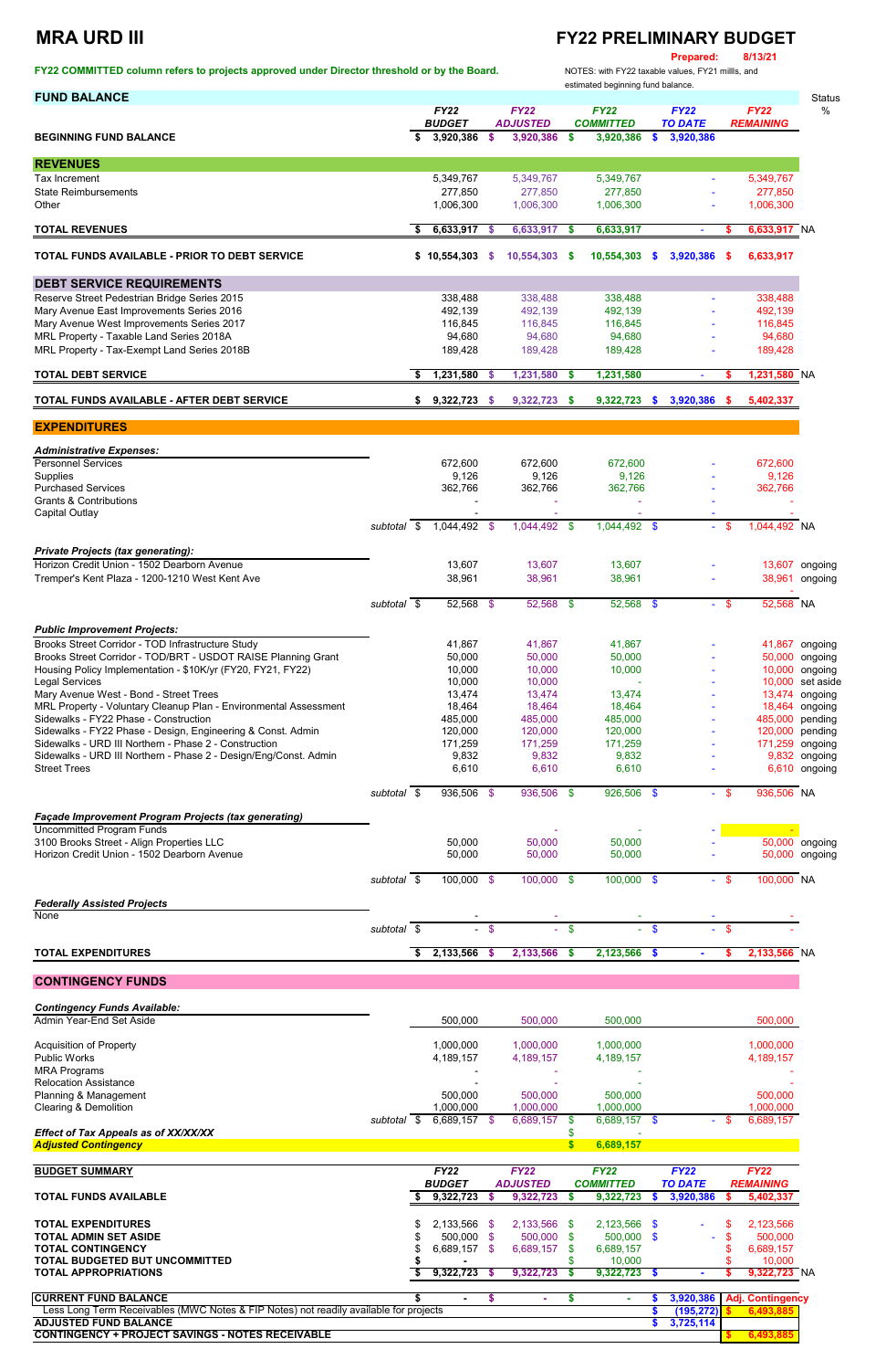# MRA URD III

## FY22 PRELIMINARY BUDGET

**Prepared: 8/13/21**

**FY22 COMMITTED column refers to projects approved under Director threshold or by the Board.**

NOTES: with FY22 taxable values, FY21 millls, and estimated beginning fund balance.

| FUND BALANCE | | FY22 BUDGET | FY22 ADJUSTED | FY22 COMMITTED | FY22 TO DATE | FY22 REMAINING | Status % |
|---|---|---|---|---|---|---|---|
| **BEGINNING FUND BALANCE** | | $ 3,920,386 | $ 3,920,386 | $ 3,920,386 | $ 3,920,386 | | |
| **REVENUES** | | | | | | | |
| Tax Increment | | 5,349,767 | 5,349,767 | 5,349,767 | - | 5,349,767 | |
| State Reimbursements | | 277,850 | 277,850 | 277,850 | - | 277,850 | |
| Other | | 1,006,300 | 1,006,300 | 1,006,300 | - | 1,006,300 | |
| **TOTAL REVENUES** | | $ 6,633,917 | $ 6,633,917 | $ 6,633,917 | - | $ 6,633,917 | NA |
| **TOTAL FUNDS AVAILABLE - PRIOR TO DEBT SERVICE** | | $ 10,554,303 | $ 10,554,303 | $ 10,554,303 | $ 3,920,386 | $ 6,633,917 | |
| **DEBT SERVICE REQUIREMENTS** | | | | | | | |
| Reserve Street Pedestrian Bridge Series 2015 | | 338,488 | 338,488 | 338,488 | - | 338,488 | |
| Mary Avenue East Improvements Series 2016 | | 492,139 | 492,139 | 492,139 | - | 492,139 | |
| Mary Avenue West Improvements Series 2017 | | 116,845 | 116,845 | 116,845 | - | 116,845 | |
| MRL Property - Taxable Land Series 2018A | | 94,680 | 94,680 | 94,680 | - | 94,680 | |
| MRL Property - Tax-Exempt Land Series 2018B | | 189,428 | 189,428 | 189,428 | - | 189,428 | |
| **TOTAL DEBT SERVICE** | | $ 1,231,580 | $ 1,231,580 | $ 1,231,580 | - | $ 1,231,580 | NA |
| **TOTAL FUNDS AVAILABLE - AFTER DEBT SERVICE** | | $ 9,322,723 | $ 9,322,723 | $ 9,322,723 | $ 3,920,386 | $ 5,402,337 | |
| **EXPENDITURES** | | | | | | | |
| ***Administrative Expenses:*** | | | | | | | |
| Personnel Services | | 672,600 | 672,600 | 672,600 | - | 672,600 | |
| Supplies | | 9,126 | 9,126 | 9,126 | - | 9,126 | |
| Purchased Services | | 362,766 | 362,766 | 362,766 | - | 362,766 | |
| Grants & Contributions | | - | - | - | - | - | |
| Capital Outlay | | - | - | - | - | - | |
| | *subtotal* | $ 1,044,492 | $ 1,044,492 | $ 1,044,492 | $ - | $ 1,044,492 | NA |
| ***Private Projects (tax generating):*** | | | | | | | |
| Horizon Credit Union - 1502 Dearborn Avenue | | 13,607 | 13,607 | 13,607 | - | 13,607 | ongoing |
| Tremper's Kent Plaza - 1200-1210 West Kent Ave | | 38,961 | 38,961 | 38,961 | - | 38,961 | ongoing |
| | | | | | | - | |
| | *subtotal* | $ 52,568 | $ 52,568 | $ 52,568 | $ - | $ 52,568 | NA |
| ***Public Improvement Projects:*** | | | | | | | |
| Brooks Street Corridor - TOD Infrastructure Study | | 41,867 | 41,867 | 41,867 | - | 41,867 | ongoing |
| Brooks Street Corridor - TOD/BRT - USDOT RAISE Planning Grant | | 50,000 | 50,000 | 50,000 | - | 50,000 | ongoing |
| Housing Policy Implementation - $10K/yr (FY20, FY21, FY22) | | 10,000 | 10,000 | 10,000 | - | 10,000 | ongoing |
| Legal Services | | 10,000 | 10,000 | - | - | 10,000 | set aside |
| Mary Avenue West - Bond - Street Trees | | 13,474 | 13,474 | 13,474 | - | 13,474 | ongoing |
| MRL Property - Voluntary Cleanup Plan - Environmental Assessment | | 18,464 | 18,464 | 18,464 | - | 18,464 | ongoing |
| Sidewalks - FY22 Phase - Construction | | 485,000 | 485,000 | 485,000 | - | 485,000 | pending |
| Sidewalks - FY22 Phase - Design, Engineering & Const. Admin | | 120,000 | 120,000 | 120,000 | - | 120,000 | pending |
| Sidewalks - URD III Northern - Phase 2 - Construction | | 171,259 | 171,259 | 171,259 | - | 171,259 | ongoing |
| Sidewalks - URD III Northern - Phase 2 - Design/Eng/Const. Admin | | 9,832 | 9,832 | 9,832 | - | 9,832 | ongoing |
| Street Trees | | 6,610 | 6,610 | 6,610 | - | 6,610 | ongoing |
| | *subtotal* | $ 936,506 | $ 936,506 | $ 926,506 | $ - | $ 936,506 | NA |
| ***Façade Improvement Program Projects (tax generating)*** | | | | | | | |
| Uncommitted Program Funds | | | - | - | - | - | |
| 3100 Brooks Street - Align Properties LLC | | 50,000 | 50,000 | 50,000 | - | 50,000 | ongoing |
| Horizon Credit Union - 1502 Dearborn Avenue | | 50,000 | 50,000 | 50,000 | - | 50,000 | ongoing |
| | *subtotal* | $ 100,000 | $ 100,000 | $ 100,000 | $ - | $ 100,000 | NA |
| ***Federally Assisted Projects*** | | | | | | | |
| None | | - | - | - | - | - | |
| | *subtotal* | $ - | $ - | $ - | $ - | $ - | |
| **TOTAL EXPENDITURES** | | $ 2,133,566 | $ 2,133,566 | $ 2,123,566 | $ - | $ 2,133,566 | NA |
| **CONTINGENCY FUNDS** | | | | | | | |
| ***Contingency Funds Available:*** | | | | | | | |
| Admin Year-End Set Aside | | 500,000 | 500,000 | 500,000 | | 500,000 | |
| Acquisition of Property | | 1,000,000 | 1,000,000 | 1,000,000 | | 1,000,000 | |
| Public Works | | 4,189,157 | 4,189,157 | 4,189,157 | | 4,189,157 | |
| MRA Programs | | - | - | - | | - | |
| Relocation Assistance | | - | - | - | | | |
| Planning & Management | | 500,000 | 500,000 | 500,000 | | 500,000 | |
| Clearing & Demolition | | 1,000,000 | 1,000,000 | 1,000,000 | | 1,000,000 | |
| | *subtotal* | $ 6,689,157 | $ 6,689,157 | $ 6,689,157 | $ - | $ 6,689,157 | |
| ***Effect of Tax Appeals as of XX/XX/XX*** | | | | $ - | | | |
| ***Adjusted Contingency*** | | | | $ 6,689,157 | | | |

| BUDGET SUMMARY | FY22 BUDGET | FY22 ADJUSTED | FY22 COMMITTED | FY22 TO DATE | FY22 REMAINING | |
|---|---|---|---|---|---|---|
| **TOTAL FUNDS AVAILABLE** | $ 9,322,723 | $ 9,322,723 | $ 9,322,723 | $ 3,920,386 | $ 5,402,337 | |
| **TOTAL EXPENDITURES** | $ 2,133,566 | $ 2,133,566 | $ 2,123,566 | $ - | $ 2,123,566 | |
| **TOTAL ADMIN SET ASIDE** | $ 500,000 | $ 500,000 | $ 500,000 | $ - | $ 500,000 | |
| **TOTAL CONTINGENCY** | $ 6,689,157 | $ 6,689,157 | $ 6,689,157 | | $ 6,689,157 | |
| **TOTAL BUDGETED BUT UNCOMMITTED** | $ - | | $ 10,000 | | $ 10,000 | |
| **TOTAL APPROPRIATIONS** | $ 9,322,723 | $ 9,322,723 | $ 9,322,723 | $ - | $ 9,322,723 | NA |

| | | | | | |
|---|---|---|---|---|---|
| **CURRENT FUND BALANCE** | $ - | $ - | $ - | $ 3,920,386 | **Adj. Contingency** |
| Less Long Term Receivables (MWC Notes & FIP Notes) not readily available for projects | | | | $ (195,272) | $ 6,493,885 |
| **ADJUSTED FUND BALANCE** | | | | $ 3,725,114 | |
| **CONTINGENCY + PROJECT SAVINGS - NOTES RECEIVABLE** | | | | | $ 6,493,885 |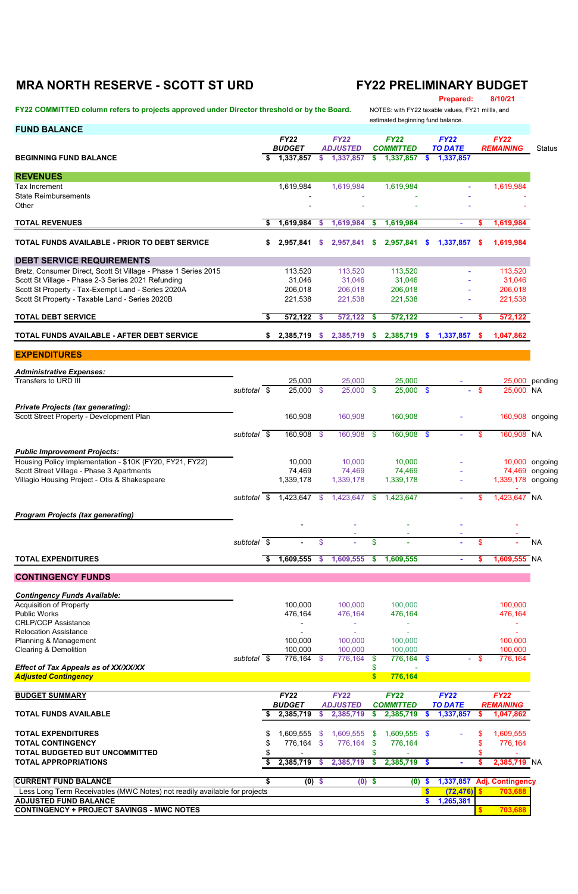# MRA NORTH RESERVE - SCOTT ST URD

# FY22 PRELIMINARY BUDGET

Prepared: 8/10/21

FY22 COMMITTED column refers to projects approved under Director threshold or by the Board.

NOTES: with FY22 taxable values, FY21 millls, and estimated beginning fund balance.

| FUND BALANCE | | FY22 BUDGET | FY22 ADJUSTED | FY22 COMMITTED | FY22 TO DATE | FY22 REMAINING | Status |
|---|---|---|---|---|---|---|---|
| **BEGINNING FUND BALANCE** | | $ 1,337,857 | $ 1,337,857 | $ 1,337,857 | $ 1,337,857 | | |
| **REVENUES** | | | | | | | |
| Tax Increment | | 1,619,984 | 1,619,984 | 1,619,984 | - | 1,619,984 | |
| State Reimbursements | | - | - | - | - | - | |
| Other | | - | - | - | - | - | |
| **TOTAL REVENUES** | | $ 1,619,984 | $ 1,619,984 | $ 1,619,984 | - | $ 1,619,984 | |
| **TOTAL FUNDS AVAILABLE - PRIOR TO DEBT SERVICE** | | $ 2,957,841 | $ 2,957,841 | $ 2,957,841 | $ 1,337,857 | $ 1,619,984 | |
| **DEBT SERVICE REQUIREMENTS** | | | | | | | |
| Bretz, Consumer Direct, Scott St Village - Phase 1 Series 2015 | | 113,520 | 113,520 | 113,520 | - | 113,520 | |
| Scott St Village - Phase 2-3 Series 2021 Refunding | | 31,046 | 31,046 | 31,046 | - | 31,046 | |
| Scott St Property - Tax-Exempt Land - Series 2020A | | 206,018 | 206,018 | 206,018 | - | 206,018 | |
| Scott St Property - Taxable Land - Series 2020B | | 221,538 | 221,538 | 221,538 | - | 221,538 | |
| **TOTAL DEBT SERVICE** | | $ 572,122 | $ 572,122 | $ 572,122 | - | $ 572,122 | |
| **TOTAL FUNDS AVAILABLE - AFTER DEBT SERVICE** | | $ 2,385,719 | $ 2,385,719 | $ 2,385,719 | $ 1,337,857 | $ 1,047,862 | |
| **EXPENDITURES** | | | | | | | |
| ***Administrative Expenses:*** | | | | | | | |
| Transfers to URD III | | 25,000 | 25,000 | 25,000 | - | 25,000 | pending |
| | subtotal | $ 25,000 | $ 25,000 | $ 25,000 | $ - | $ 25,000 | NA |
| ***Private Projects (tax generating):*** | | | | | | | |
| Scott Street Property - Development Plan | | 160,908 | 160,908 | 160,908 | - | 160,908 | ongoing |
| | subtotal | $ 160,908 | $ 160,908 | $ 160,908 | $ - | $ 160,908 | NA |
| ***Public Improvement Projects:*** | | | | | | | |
| Housing Policy Implementation - $10K (FY20, FY21, FY22) | | 10,000 | 10,000 | 10,000 | - | 10,000 | ongoing |
| Scott Street Village - Phase 3 Apartments | | 74,469 | 74,469 | 74,469 | - | 74,469 | ongoing |
| Villagio Housing Project - Otis & Shakespeare | | 1,339,178 | 1,339,178 | 1,339,178 | - | 1,339,178 | ongoing |
| | | | | | | - | |
| | subtotal | $ 1,423,647 | $ 1,423,647 | $ 1,423,647 | - | $ 1,423,647 | NA |
| ***Program Projects (tax generating)*** | | | | | | | |
| | | - | - | - | - | - | |
| | | | - | - | - | - | |
| | subtotal | $ - | $ - | $ - | - | $ - | NA |
| **TOTAL EXPENDITURES** | | $ 1,609,555 | $ 1,609,555 | $ 1,609,555 | - | $ 1,609,555 | NA |
| **CONTINGENCY FUNDS** | | | | | | | |
| ***Contingency Funds Available:*** | | | | | | | |
| Acquisition of Property | | 100,000 | 100,000 | 100,000 | | 100,000 | |
| Public Works | | 476,164 | 476,164 | 476,164 | | 476,164 | |
| CRLP/CCP Assistance | | - | - | - | | - | |
| Relocation Assistance | | - | - | - | | - | |
| Planning & Management | | 100,000 | 100,000 | 100,000 | | 100,000 | |
| Clearing & Demolition | | 100,000 | 100,000 | 100,000 | | 100,000 | |
| | subtotal | $ 776,164 | $ 776,164 | $ 776,164 | $ - | $ 776,164 | |
| ***Effect of Tax Appeals as of XX/XX/XX*** | | | | $ - | | | |
| ***Adjusted Contingency*** | | | | $ 776,164 | | | |

| BUDGET SUMMARY | FY22 BUDGET | FY22 ADJUSTED | FY22 COMMITTED | FY22 TO DATE | FY22 REMAINING | |
|---|---|---|---|---|---|---|
| **TOTAL FUNDS AVAILABLE** | $ 2,385,719 | $ 2,385,719 | $ 2,385,719 | $ 1,337,857 | $ 1,047,862 | |
| **TOTAL EXPENDITURES** | $ 1,609,555 | $ 1,609,555 | $ 1,609,555 | $ - | $ 1,609,555 | |
| **TOTAL CONTINGENCY** | $ 776,164 | $ 776,164 | $ 776,164 | | $ 776,164 | |
| **TOTAL BUDGETED BUT UNCOMMITTED** | $ - | | $ - | | $ - | |
| **TOTAL APPROPRIATIONS** | $ 2,385,719 | $ 2,385,719 | $ 2,385,719 | $ - | $ 2,385,719 | NA |
| **CURRENT FUND BALANCE** | $ (0) | $ (0) | $ (0) | $ 1,337,857 | Adj. Contingency | |
| Less Long Term Receivables (MWC Notes) not readily available for projects | | | | $ (72,476) | $ 703,688 | |
| **ADJUSTED FUND BALANCE** | | | | $ 1,265,381 | | |
| **CONTINGENCY + PROJECT SAVINGS - MWC NOTES** | | | | | $ 703,688 | |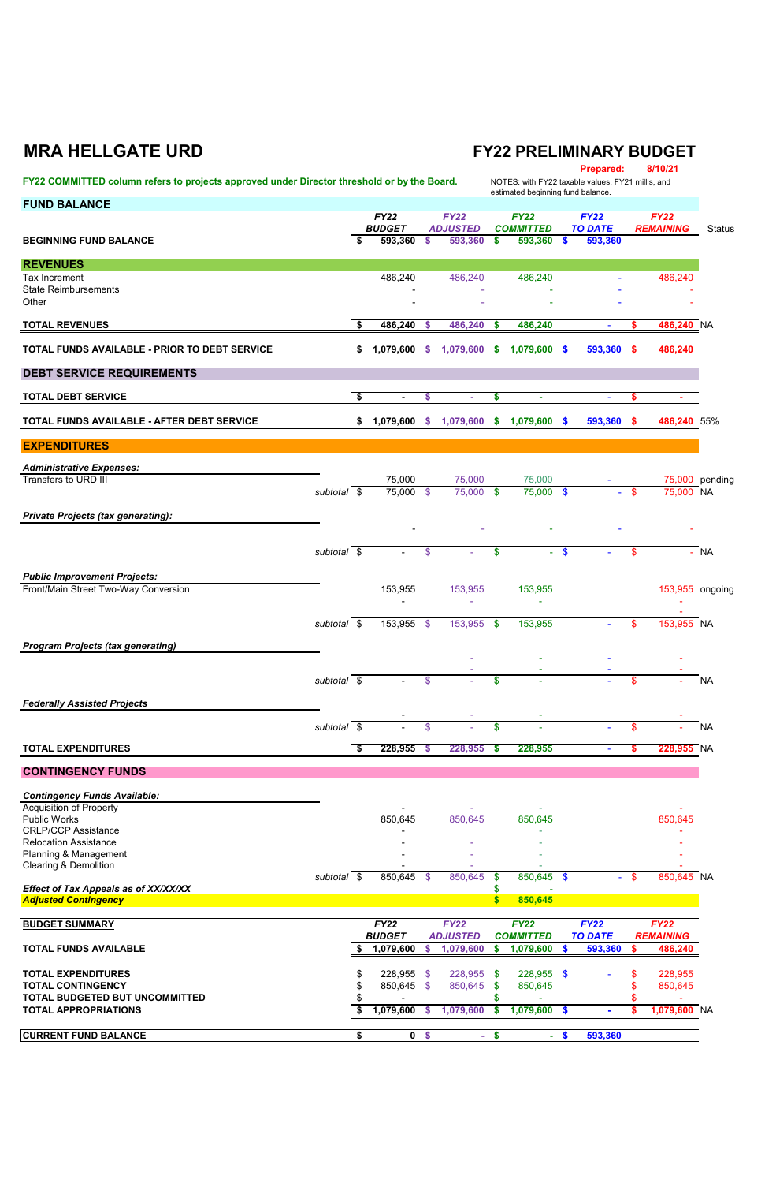# MRA HELLGATE URD

# FY22 PRELIMINARY BUDGET

Prepared: 8/10/21

**FY22 COMMITTED column refers to projects approved under Director threshold or by the Board.**

NOTES: with FY22 taxable values, FY21 mills, and estimated beginning fund balance.

| | | FY22 BUDGET | FY22 ADJUSTED | FY22 COMMITTED | FY22 TO DATE | FY22 REMAINING | Status |
|---|---|---|---|---|---|---|---|
| **FUND BALANCE** | | | | | | | |
| **BEGINNING FUND BALANCE** | | $ 593,360 | $ 593,360 | $ 593,360 | $ 593,360 | | |
| **REVENUES** | | | | | | | |
| Tax Increment | | 486,240 | 486,240 | 486,240 | - | 486,240 | |
| State Reimbursements | | - | - | - | - | - | |
| Other | | - | - | - | - | - | |
| **TOTAL REVENUES** | | $ 486,240 | $ 486,240 | $ 486,240 | - | $ 486,240 | NA |
| **TOTAL FUNDS AVAILABLE - PRIOR TO DEBT SERVICE** | | $ 1,079,600 | $ 1,079,600 | $ 1,079,600 | $ 593,360 | $ 486,240 | |
| **DEBT SERVICE REQUIREMENTS** | | | | | | | |
| **TOTAL DEBT SERVICE** | | $ - | $ - | $ - | - | $ - | |
| **TOTAL FUNDS AVAILABLE - AFTER DEBT SERVICE** | | $ 1,079,600 | $ 1,079,600 | $ 1,079,600 | $ 593,360 | $ 486,240 | 55% |
| **EXPENDITURES** | | | | | | | |
| ***Administrative Expenses:*** | | | | | | | |
| Transfers to URD III | | 75,000 | 75,000 | 75,000 | - | 75,000 | pending |
| | *subtotal* | $ 75,000 | $ 75,000 | $ 75,000 | $ - | $ 75,000 | NA |
| ***Private Projects (tax generating):*** | | | | | | | |
| | | - | - | - | - | - | |
| | *subtotal* | $ - | $ - | $ - | $ - | $ - | NA |
| ***Public Improvement Projects:*** | | | | | | | |
| Front/Main Street Two-Way Conversion | | 153,955 | 153,955 | 153,955 | | 153,955 | ongoing |
| | | - | - | - | | - | |
| | | | | | | - | |
| | *subtotal* | $ 153,955 | $ 153,955 | $ 153,955 | - | $ 153,955 | NA |
| ***Program Projects (tax generating)*** | | | | | | | |
| | | | - | - | - | - | |
| | | | - | - | - | - | |
| | *subtotal* | $ - | $ - | $ - | - | $ - | NA |
| ***Federally Assisted Projects*** | | | | | | | |
| | | - | - | - | | | |
| | *subtotal* | $ - | $ - | $ - | - | $ - | NA |
| **TOTAL EXPENDITURES** | | $ 228,955 | $ 228,955 | $ 228,955 | - | $ 228,955 | NA |
| **CONTINGENCY FUNDS** | | | | | | | |
| ***Contingency Funds Available:*** | | | | | | | |
| Acquisition of Property | | - | - | - | | - | |
| Public Works | | 850,645 | 850,645 | 850,645 | | 850,645 | |
| CRLP/CCP Assistance | | - | | - | | - | |
| Relocation Assistance | | - | - | - | | - | |
| Planning & Management | | - | - | - | | - | |
| Clearing & Demolition | | - | - | - | | - | |
| | *subtotal* | $ 850,645 | $ 850,645 | $ 850,645 | $ - | $ 850,645 | NA |
| ***Effect of Tax Appeals as of XX/XX/XX*** | | | | $ - | | | |
| ***Adjusted Contingency*** | | | | $ 850,645 | | | |
| **BUDGET SUMMARY** | | FY22 BUDGET | FY22 ADJUSTED | FY22 COMMITTED | FY22 TO DATE | FY22 REMAINING | |
| **TOTAL FUNDS AVAILABLE** | | $ 1,079,600 | $ 1,079,600 | $ 1,079,600 | $ 593,360 | $ 486,240 | |
| **TOTAL EXPENDITURES** | | $ 228,955 | $ 228,955 | $ 228,955 | $ - | $ 228,955 | |
| **TOTAL CONTINGENCY** | | $ 850,645 | $ 850,645 | $ 850,645 | | $ 850,645 | |
| **TOTAL BUDGETED BUT UNCOMMITTED** | | $ - | | $ - | | $ - | |
| **TOTAL APPROPRIATIONS** | | $ 1,079,600 | $ 1,079,600 | $ 1,079,600 | $ - | $ 1,079,600 | NA |
| **CURRENT FUND BALANCE** | | $ 0 | $ - | $ - | $ 593,360 | | |